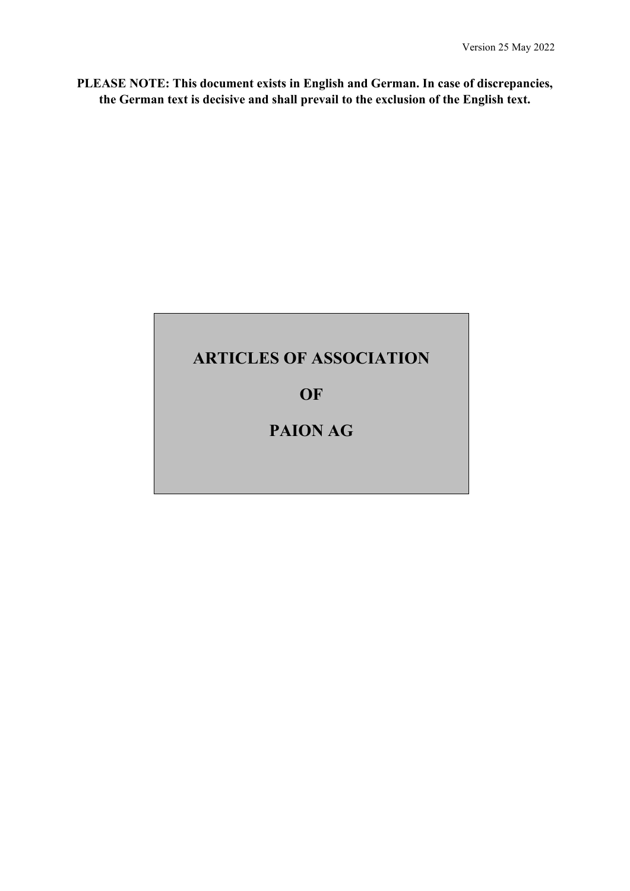Version 25 May 2022

**PLEASE NOTE: This document exists in English and German. In case of discrepancies, the German text is decisive and shall prevail to the exclusion of the English text.**

# ARTICLES OF ASSOCIATION

# OF

# PAION AG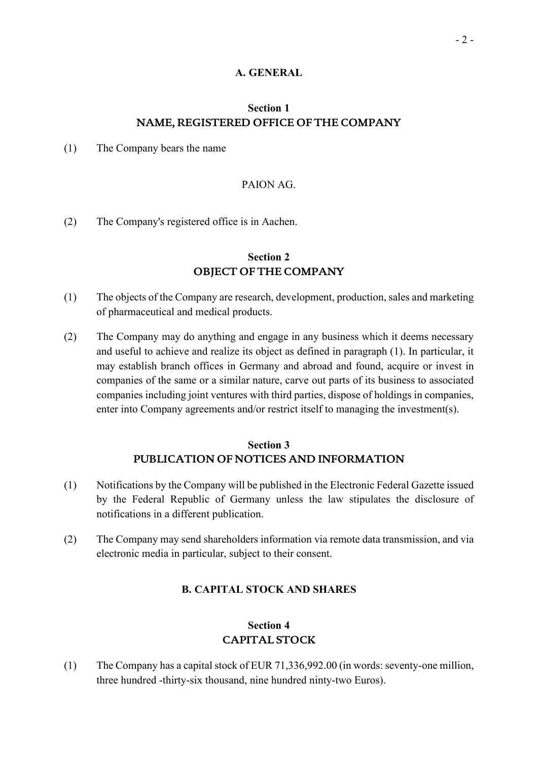## A. GENERAL

### Section 1
### NAME, REGISTERED OFFICE OF THE COMPANY

(1) The Company bears the name

PAION AG.

(2) The Company's registered office is in Aachen.

### Section 2
### OBJECT OF THE COMPANY

(1) The objects of the Company are research, development, production, sales and marketing of pharmaceutical and medical products.

(2) The Company may do anything and engage in any business which it deems necessary and useful to achieve and realize its object as defined in paragraph (1). In particular, it may establish branch offices in Germany and abroad and found, acquire or invest in companies of the same or a similar nature, carve out parts of its business to associated companies including joint ventures with third parties, dispose of holdings in companies, enter into Company agreements and/or restrict itself to managing the investment(s).

### Section 3
### PUBLICATION OF NOTICES AND INFORMATION

(1) Notifications by the Company will be published in the Electronic Federal Gazette issued by the Federal Republic of Germany unless the law stipulates the disclosure of notifications in a different publication.

(2) The Company may send shareholders information via remote data transmission, and via electronic media in particular, subject to their consent.

## B. CAPITAL STOCK AND SHARES

### Section 4
### CAPITAL STOCK

(1) The Company has a capital stock of EUR 71,336,992.00 (in words: seventy-one million, three hundred -thirty-six thousand, nine hundred ninty-two Euros).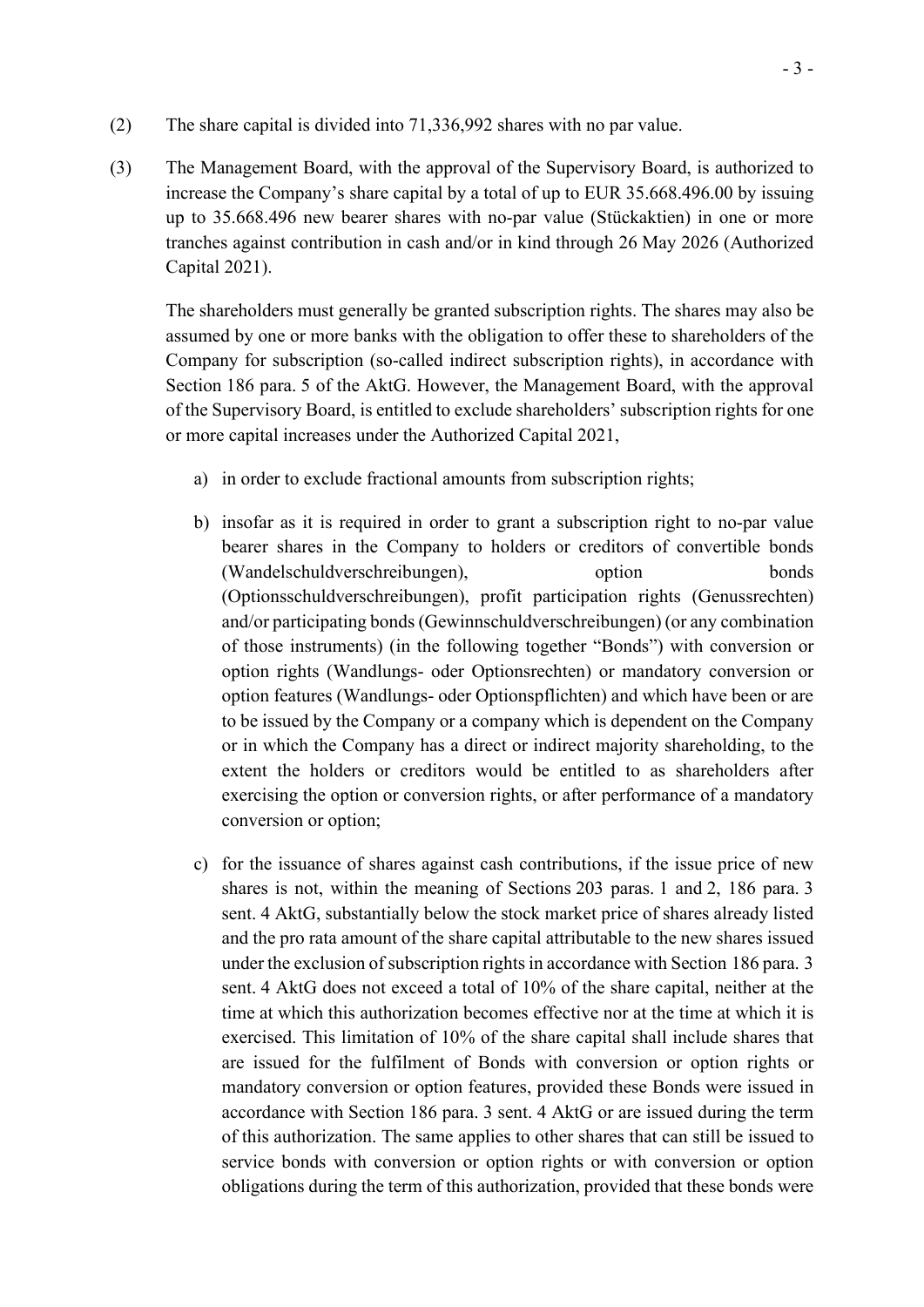(2) The share capital is divided into 71,336,992 shares with no par value.

(3) The Management Board, with the approval of the Supervisory Board, is authorized to increase the Company's share capital by a total of up to EUR 35.668.496.00 by issuing up to 35.668.496 new bearer shares with no-par value (Stückaktien) in one or more tranches against contribution in cash and/or in kind through 26 May 2026 (Authorized Capital 2021).

The shareholders must generally be granted subscription rights. The shares may also be assumed by one or more banks with the obligation to offer these to shareholders of the Company for subscription (so-called indirect subscription rights), in accordance with Section 186 para. 5 of the AktG. However, the Management Board, with the approval of the Supervisory Board, is entitled to exclude shareholders' subscription rights for one or more capital increases under the Authorized Capital 2021,

a) in order to exclude fractional amounts from subscription rights;

b) insofar as it is required in order to grant a subscription right to no-par value bearer shares in the Company to holders or creditors of convertible bonds (Wandelschuldverschreibungen), option bonds (Optionsschuldverschreibungen), profit participation rights (Genussrechten) and/or participating bonds (Gewinnschuldverschreibungen) (or any combination of those instruments) (in the following together "Bonds") with conversion or option rights (Wandlungs- oder Optionsrechten) or mandatory conversion or option features (Wandlungs- oder Optionspflichten) and which have been or are to be issued by the Company or a company which is dependent on the Company or in which the Company has a direct or indirect majority shareholding, to the extent the holders or creditors would be entitled to as shareholders after exercising the option or conversion rights, or after performance of a mandatory conversion or option;

c) for the issuance of shares against cash contributions, if the issue price of new shares is not, within the meaning of Sections 203 paras. 1 and 2, 186 para. 3 sent. 4 AktG, substantially below the stock market price of shares already listed and the pro rata amount of the share capital attributable to the new shares issued under the exclusion of subscription rights in accordance with Section 186 para. 3 sent. 4 AktG does not exceed a total of 10% of the share capital, neither at the time at which this authorization becomes effective nor at the time at which it is exercised. This limitation of 10% of the share capital shall include shares that are issued for the fulfilment of Bonds with conversion or option rights or mandatory conversion or option features, provided these Bonds were issued in accordance with Section 186 para. 3 sent. 4 AktG or are issued during the term of this authorization. The same applies to other shares that can still be issued to service bonds with conversion or option rights or with conversion or option obligations during the term of this authorization, provided that these bonds were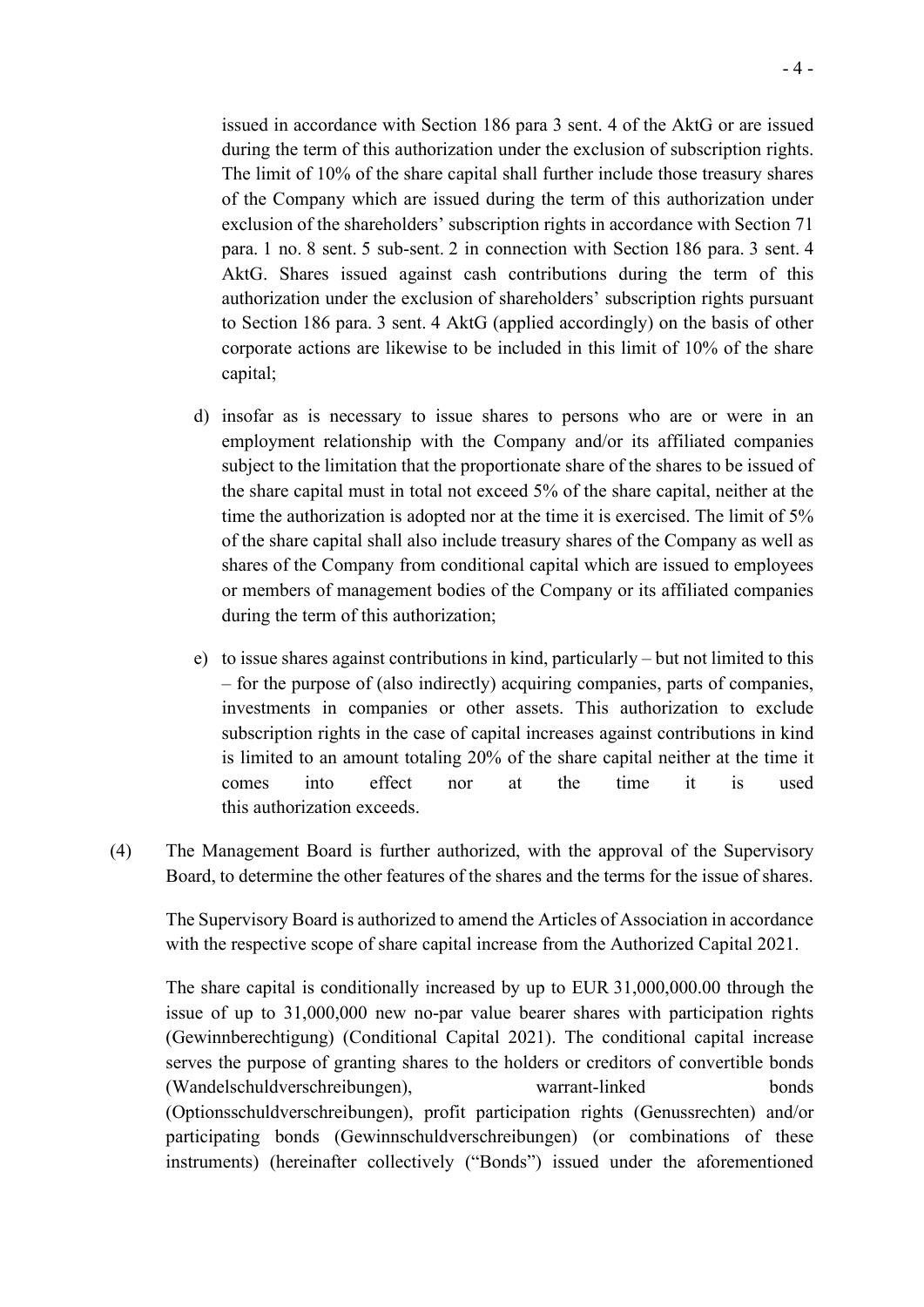issued in accordance with Section 186 para 3 sent. 4 of the AktG or are issued during the term of this authorization under the exclusion of subscription rights. The limit of 10% of the share capital shall further include those treasury shares of the Company which are issued during the term of this authorization under exclusion of the shareholders' subscription rights in accordance with Section 71 para. 1 no. 8 sent. 5 sub-sent. 2 in connection with Section 186 para. 3 sent. 4 AktG. Shares issued against cash contributions during the term of this authorization under the exclusion of shareholders' subscription rights pursuant to Section 186 para. 3 sent. 4 AktG (applied accordingly) on the basis of other corporate actions are likewise to be included in this limit of 10% of the share capital;

d) insofar as is necessary to issue shares to persons who are or were in an employment relationship with the Company and/or its affiliated companies subject to the limitation that the proportionate share of the shares to be issued of the share capital must in total not exceed 5% of the share capital, neither at the time the authorization is adopted nor at the time it is exercised. The limit of 5% of the share capital shall also include treasury shares of the Company as well as shares of the Company from conditional capital which are issued to employees or members of management bodies of the Company or its affiliated companies during the term of this authorization;

e) to issue shares against contributions in kind, particularly – but not limited to this – for the purpose of (also indirectly) acquiring companies, parts of companies, investments in companies or other assets. This authorization to exclude subscription rights in the case of capital increases against contributions in kind is limited to an amount totaling 20% of the share capital neither at the time it comes into effect nor at the time it is used this authorization exceeds.

(4) The Management Board is further authorized, with the approval of the Supervisory Board, to determine the other features of the shares and the terms for the issue of shares.

The Supervisory Board is authorized to amend the Articles of Association in accordance with the respective scope of share capital increase from the Authorized Capital 2021.

The share capital is conditionally increased by up to EUR 31,000,000.00 through the issue of up to 31,000,000 new no-par value bearer shares with participation rights (Gewinnberechtigung) (Conditional Capital 2021). The conditional capital increase serves the purpose of granting shares to the holders or creditors of convertible bonds (Wandelschuldverschreibungen), warrant-linked bonds (Optionsschuldverschreibungen), profit participation rights (Genussrechten) and/or participating bonds (Gewinnschuldverschreibungen) (or combinations of these instruments) (hereinafter collectively ("Bonds") issued under the aforementioned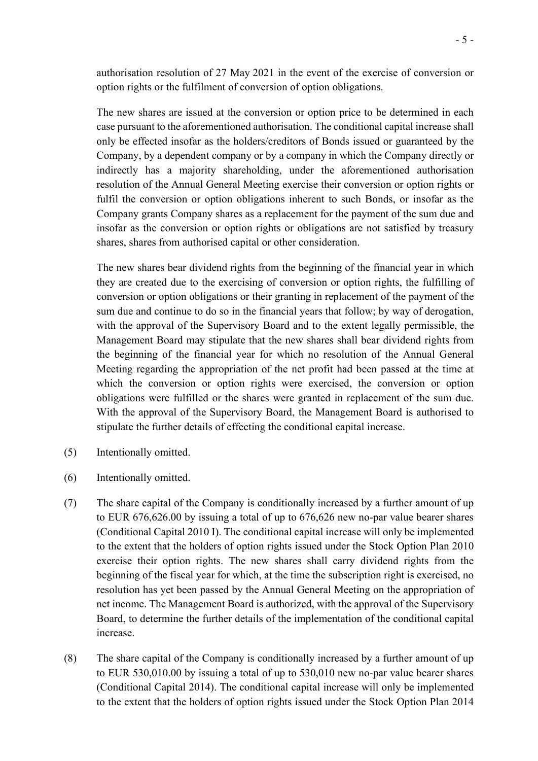authorisation resolution of 27 May 2021 in the event of the exercise of conversion or option rights or the fulfilment of conversion of option obligations.

The new shares are issued at the conversion or option price to be determined in each case pursuant to the aforementioned authorisation. The conditional capital increase shall only be effected insofar as the holders/creditors of Bonds issued or guaranteed by the Company, by a dependent company or by a company in which the Company directly or indirectly has a majority shareholding, under the aforementioned authorisation resolution of the Annual General Meeting exercise their conversion or option rights or fulfil the conversion or option obligations inherent to such Bonds, or insofar as the Company grants Company shares as a replacement for the payment of the sum due and insofar as the conversion or option rights or obligations are not satisfied by treasury shares, shares from authorised capital or other consideration.

The new shares bear dividend rights from the beginning of the financial year in which they are created due to the exercising of conversion or option rights, the fulfilling of conversion or option obligations or their granting in replacement of the payment of the sum due and continue to do so in the financial years that follow; by way of derogation, with the approval of the Supervisory Board and to the extent legally permissible, the Management Board may stipulate that the new shares shall bear dividend rights from the beginning of the financial year for which no resolution of the Annual General Meeting regarding the appropriation of the net profit had been passed at the time at which the conversion or option rights were exercised, the conversion or option obligations were fulfilled or the shares were granted in replacement of the sum due. With the approval of the Supervisory Board, the Management Board is authorised to stipulate the further details of effecting the conditional capital increase.

(5) Intentionally omitted.

(6) Intentionally omitted.

(7) The share capital of the Company is conditionally increased by a further amount of up to EUR 676,626.00 by issuing a total of up to 676,626 new no-par value bearer shares (Conditional Capital 2010 I). The conditional capital increase will only be implemented to the extent that the holders of option rights issued under the Stock Option Plan 2010 exercise their option rights. The new shares shall carry dividend rights from the beginning of the fiscal year for which, at the time the subscription right is exercised, no resolution has yet been passed by the Annual General Meeting on the appropriation of net income. The Management Board is authorized, with the approval of the Supervisory Board, to determine the further details of the implementation of the conditional capital increase.

(8) The share capital of the Company is conditionally increased by a further amount of up to EUR 530,010.00 by issuing a total of up to 530,010 new no-par value bearer shares (Conditional Capital 2014). The conditional capital increase will only be implemented to the extent that the holders of option rights issued under the Stock Option Plan 2014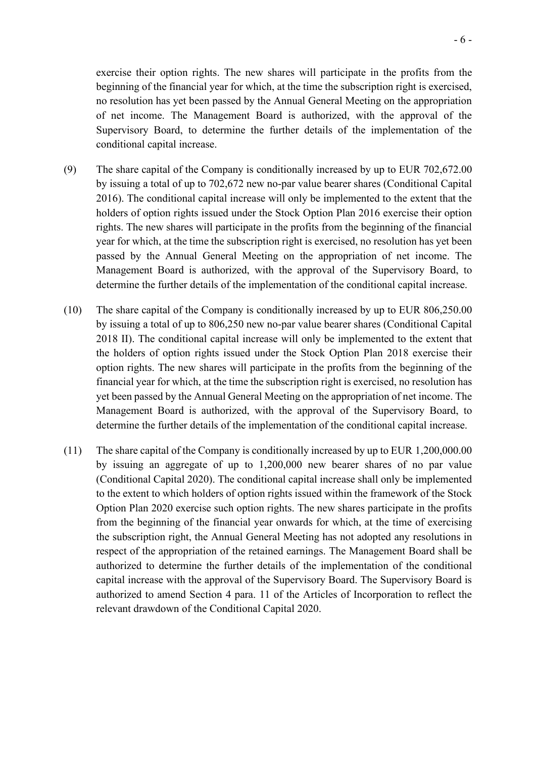exercise their option rights. The new shares will participate in the profits from the beginning of the financial year for which, at the time the subscription right is exercised, no resolution has yet been passed by the Annual General Meeting on the appropriation of net income. The Management Board is authorized, with the approval of the Supervisory Board, to determine the further details of the implementation of the conditional capital increase.

(9) The share capital of the Company is conditionally increased by up to EUR 702,672.00 by issuing a total of up to 702,672 new no-par value bearer shares (Conditional Capital 2016). The conditional capital increase will only be implemented to the extent that the holders of option rights issued under the Stock Option Plan 2016 exercise their option rights. The new shares will participate in the profits from the beginning of the financial year for which, at the time the subscription right is exercised, no resolution has yet been passed by the Annual General Meeting on the appropriation of net income. The Management Board is authorized, with the approval of the Supervisory Board, to determine the further details of the implementation of the conditional capital increase.

(10) The share capital of the Company is conditionally increased by up to EUR 806,250.00 by issuing a total of up to 806,250 new no-par value bearer shares (Conditional Capital 2018 II). The conditional capital increase will only be implemented to the extent that the holders of option rights issued under the Stock Option Plan 2018 exercise their option rights. The new shares will participate in the profits from the beginning of the financial year for which, at the time the subscription right is exercised, no resolution has yet been passed by the Annual General Meeting on the appropriation of net income. The Management Board is authorized, with the approval of the Supervisory Board, to determine the further details of the implementation of the conditional capital increase.

(11) The share capital of the Company is conditionally increased by up to EUR 1,200,000.00 by issuing an aggregate of up to 1,200,000 new bearer shares of no par value (Conditional Capital 2020). The conditional capital increase shall only be implemented to the extent to which holders of option rights issued within the framework of the Stock Option Plan 2020 exercise such option rights. The new shares participate in the profits from the beginning of the financial year onwards for which, at the time of exercising the subscription right, the Annual General Meeting has not adopted any resolutions in respect of the appropriation of the retained earnings. The Management Board shall be authorized to determine the further details of the implementation of the conditional capital increase with the approval of the Supervisory Board. The Supervisory Board is authorized to amend Section 4 para. 11 of the Articles of Incorporation to reflect the relevant drawdown of the Conditional Capital 2020.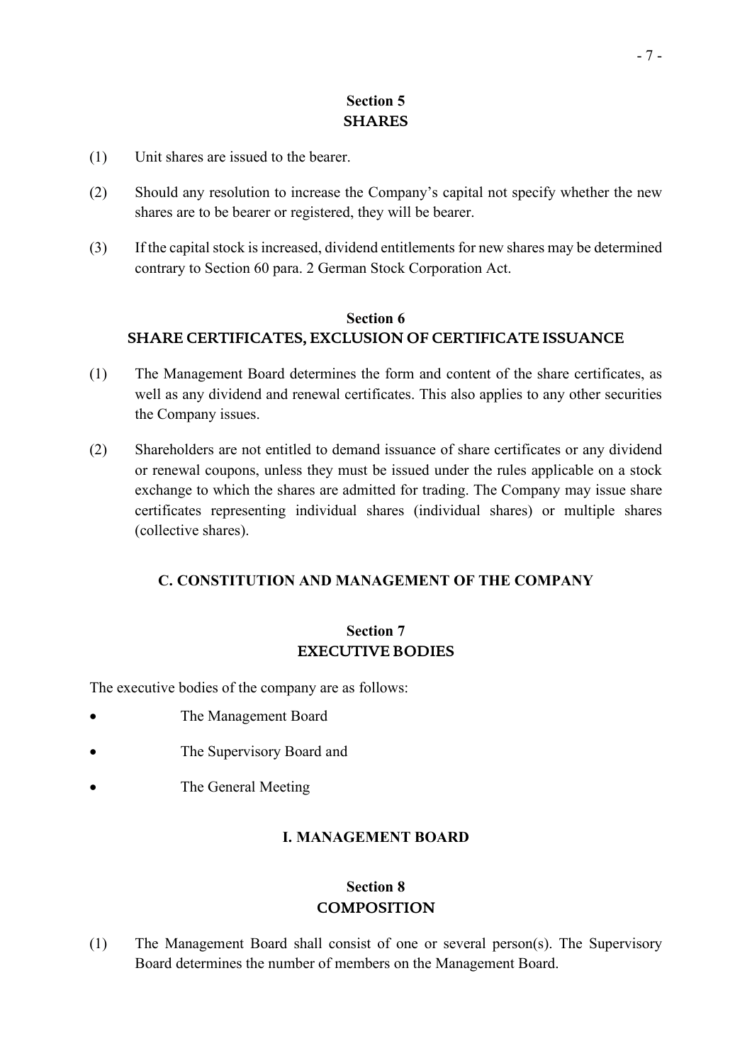## Section 5
## SHARES

(1) Unit shares are issued to the bearer.

(2) Should any resolution to increase the Company's capital not specify whether the new shares are to be bearer or registered, they will be bearer.

(3) If the capital stock is increased, dividend entitlements for new shares may be determined contrary to Section 60 para. 2 German Stock Corporation Act.

## Section 6
## SHARE CERTIFICATES, EXCLUSION OF CERTIFICATE ISSUANCE

(1) The Management Board determines the form and content of the share certificates, as well as any dividend and renewal certificates. This also applies to any other securities the Company issues.

(2) Shareholders are not entitled to demand issuance of share certificates or any dividend or renewal coupons, unless they must be issued under the rules applicable on a stock exchange to which the shares are admitted for trading. The Company may issue share certificates representing individual shares (individual shares) or multiple shares (collective shares).

# C. CONSTITUTION AND MANAGEMENT OF THE COMPANY

## Section 7
## EXECUTIVE BODIES

The executive bodies of the company are as follows:

- The Management Board
- The Supervisory Board and
- The General Meeting

# I. MANAGEMENT BOARD

## Section 8
## COMPOSITION

(1) The Management Board shall consist of one or several person(s). The Supervisory Board determines the number of members on the Management Board.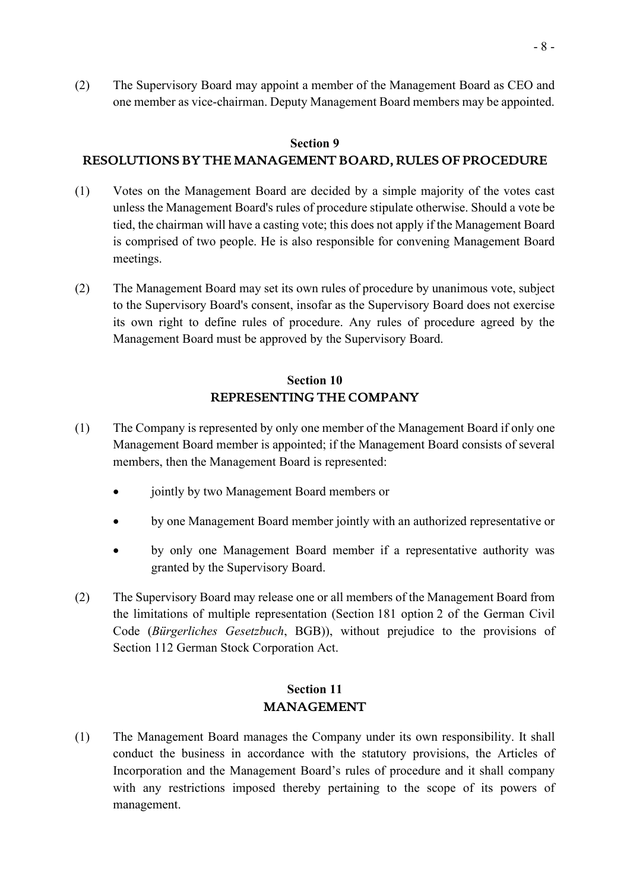(2) The Supervisory Board may appoint a member of the Management Board as CEO and one member as vice-chairman. Deputy Management Board members may be appointed.

## Section 9
## RESOLUTIONS BY THE MANAGEMENT BOARD, RULES OF PROCEDURE

(1) Votes on the Management Board are decided by a simple majority of the votes cast unless the Management Board's rules of procedure stipulate otherwise. Should a vote be tied, the chairman will have a casting vote; this does not apply if the Management Board is comprised of two people. He is also responsible for convening Management Board meetings.

(2) The Management Board may set its own rules of procedure by unanimous vote, subject to the Supervisory Board's consent, insofar as the Supervisory Board does not exercise its own right to define rules of procedure. Any rules of procedure agreed by the Management Board must be approved by the Supervisory Board.

## Section 10
## REPRESENTING THE COMPANY

(1) The Company is represented by only one member of the Management Board if only one Management Board member is appointed; if the Management Board consists of several members, then the Management Board is represented:

- jointly by two Management Board members or
- by one Management Board member jointly with an authorized representative or
- by only one Management Board member if a representative authority was granted by the Supervisory Board.

(2) The Supervisory Board may release one or all members of the Management Board from the limitations of multiple representation (Section 181 option 2 of the German Civil Code (*Bürgerliches Gesetzbuch*, BGB)), without prejudice to the provisions of Section 112 German Stock Corporation Act.

## Section 11
## MANAGEMENT

(1) The Management Board manages the Company under its own responsibility. It shall conduct the business in accordance with the statutory provisions, the Articles of Incorporation and the Management Board's rules of procedure and it shall company with any restrictions imposed thereby pertaining to the scope of its powers of management.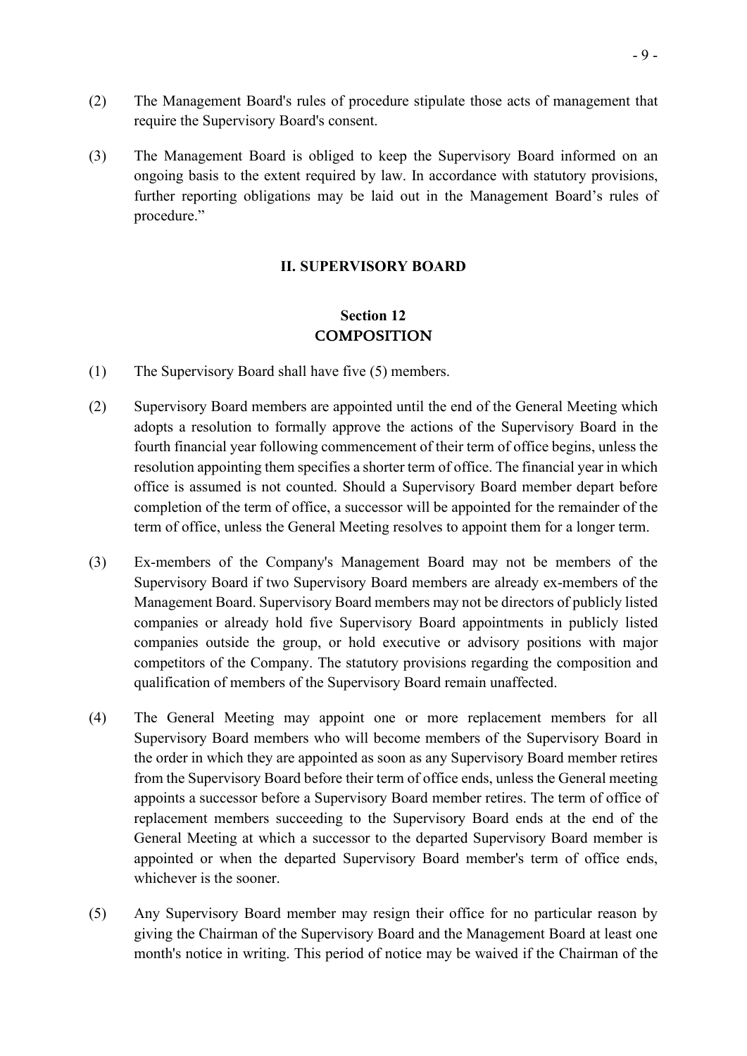(2) The Management Board's rules of procedure stipulate those acts of management that require the Supervisory Board's consent.

(3) The Management Board is obliged to keep the Supervisory Board informed on an ongoing basis to the extent required by law. In accordance with statutory provisions, further reporting obligations may be laid out in the Management Board's rules of procedure."

## II. SUPERVISORY BOARD

### Section 12
### COMPOSITION

(1) The Supervisory Board shall have five (5) members.

(2) Supervisory Board members are appointed until the end of the General Meeting which adopts a resolution to formally approve the actions of the Supervisory Board in the fourth financial year following commencement of their term of office begins, unless the resolution appointing them specifies a shorter term of office. The financial year in which office is assumed is not counted. Should a Supervisory Board member depart before completion of the term of office, a successor will be appointed for the remainder of the term of office, unless the General Meeting resolves to appoint them for a longer term.

(3) Ex-members of the Company's Management Board may not be members of the Supervisory Board if two Supervisory Board members are already ex-members of the Management Board. Supervisory Board members may not be directors of publicly listed companies or already hold five Supervisory Board appointments in publicly listed companies outside the group, or hold executive or advisory positions with major competitors of the Company. The statutory provisions regarding the composition and qualification of members of the Supervisory Board remain unaffected.

(4) The General Meeting may appoint one or more replacement members for all Supervisory Board members who will become members of the Supervisory Board in the order in which they are appointed as soon as any Supervisory Board member retires from the Supervisory Board before their term of office ends, unless the General meeting appoints a successor before a Supervisory Board member retires. The term of office of replacement members succeeding to the Supervisory Board ends at the end of the General Meeting at which a successor to the departed Supervisory Board member is appointed or when the departed Supervisory Board member's term of office ends, whichever is the sooner.

(5) Any Supervisory Board member may resign their office for no particular reason by giving the Chairman of the Supervisory Board and the Management Board at least one month's notice in writing. This period of notice may be waived if the Chairman of the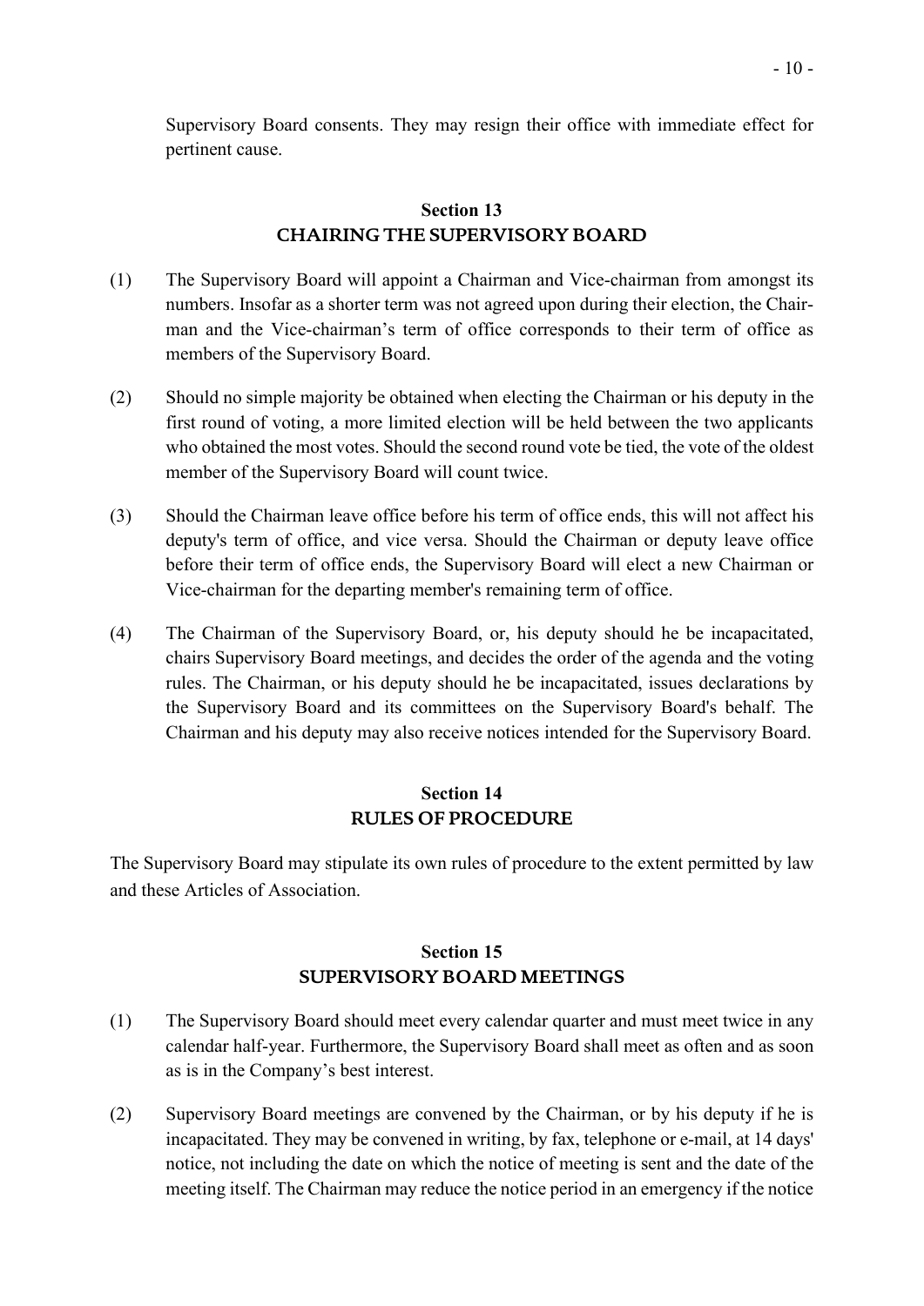Supervisory Board consents. They may resign their office with immediate effect for pertinent cause.

## Section 13
## CHAIRING THE SUPERVISORY BOARD

(1) The Supervisory Board will appoint a Chairman and Vice-chairman from amongst its numbers. Insofar as a shorter term was not agreed upon during their election, the Chairman and the Vice-chairman's term of office corresponds to their term of office as members of the Supervisory Board.

(2) Should no simple majority be obtained when electing the Chairman or his deputy in the first round of voting, a more limited election will be held between the two applicants who obtained the most votes. Should the second round vote be tied, the vote of the oldest member of the Supervisory Board will count twice.

(3) Should the Chairman leave office before his term of office ends, this will not affect his deputy's term of office, and vice versa. Should the Chairman or deputy leave office before their term of office ends, the Supervisory Board will elect a new Chairman or Vice-chairman for the departing member's remaining term of office.

(4) The Chairman of the Supervisory Board, or, his deputy should he be incapacitated, chairs Supervisory Board meetings, and decides the order of the agenda and the voting rules. The Chairman, or his deputy should he be incapacitated, issues declarations by the Supervisory Board and its committees on the Supervisory Board's behalf. The Chairman and his deputy may also receive notices intended for the Supervisory Board.

## Section 14
## RULES OF PROCEDURE

The Supervisory Board may stipulate its own rules of procedure to the extent permitted by law and these Articles of Association.

## Section 15
## SUPERVISORY BOARD MEETINGS

(1) The Supervisory Board should meet every calendar quarter and must meet twice in any calendar half-year. Furthermore, the Supervisory Board shall meet as often and as soon as is in the Company's best interest.

(2) Supervisory Board meetings are convened by the Chairman, or by his deputy if he is incapacitated. They may be convened in writing, by fax, telephone or e-mail, at 14 days' notice, not including the date on which the notice of meeting is sent and the date of the meeting itself. The Chairman may reduce the notice period in an emergency if the notice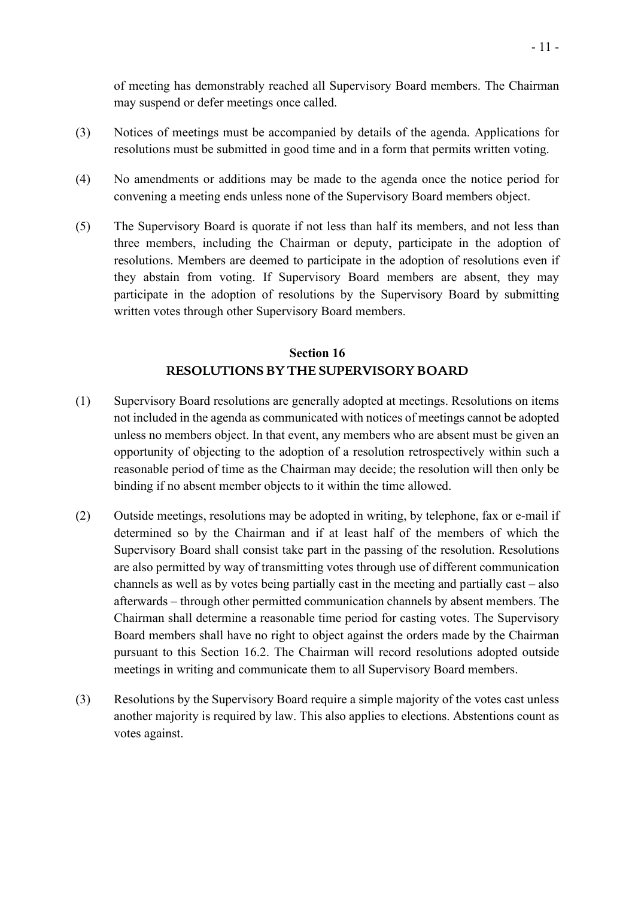of meeting has demonstrably reached all Supervisory Board members. The Chairman may suspend or defer meetings once called.

(3) Notices of meetings must be accompanied by details of the agenda. Applications for resolutions must be submitted in good time and in a form that permits written voting.

(4) No amendments or additions may be made to the agenda once the notice period for convening a meeting ends unless none of the Supervisory Board members object.

(5) The Supervisory Board is quorate if not less than half its members, and not less than three members, including the Chairman or deputy, participate in the adoption of resolutions. Members are deemed to participate in the adoption of resolutions even if they abstain from voting. If Supervisory Board members are absent, they may participate in the adoption of resolutions by the Supervisory Board by submitting written votes through other Supervisory Board members.

## Section 16
## RESOLUTIONS BY THE SUPERVISORY BOARD

(1) Supervisory Board resolutions are generally adopted at meetings. Resolutions on items not included in the agenda as communicated with notices of meetings cannot be adopted unless no members object. In that event, any members who are absent must be given an opportunity of objecting to the adoption of a resolution retrospectively within such a reasonable period of time as the Chairman may decide; the resolution will then only be binding if no absent member objects to it within the time allowed.

(2) Outside meetings, resolutions may be adopted in writing, by telephone, fax or e-mail if determined so by the Chairman and if at least half of the members of which the Supervisory Board shall consist take part in the passing of the resolution. Resolutions are also permitted by way of transmitting votes through use of different communication channels as well as by votes being partially cast in the meeting and partially cast – also afterwards – through other permitted communication channels by absent members. The Chairman shall determine a reasonable time period for casting votes. The Supervisory Board members shall have no right to object against the orders made by the Chairman pursuant to this Section 16.2. The Chairman will record resolutions adopted outside meetings in writing and communicate them to all Supervisory Board members.

(3) Resolutions by the Supervisory Board require a simple majority of the votes cast unless another majority is required by law. This also applies to elections. Abstentions count as votes against.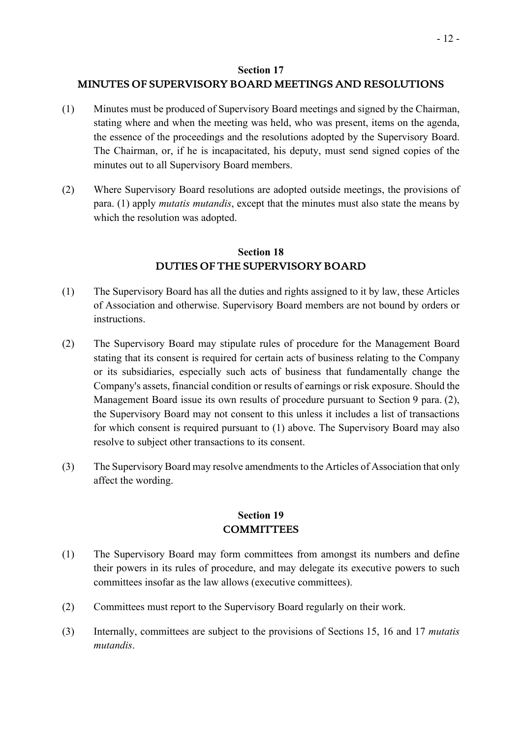## Section 17
## MINUTES OF SUPERVISORY BOARD MEETINGS AND RESOLUTIONS

(1) Minutes must be produced of Supervisory Board meetings and signed by the Chairman, stating where and when the meeting was held, who was present, items on the agenda, the essence of the proceedings and the resolutions adopted by the Supervisory Board. The Chairman, or, if he is incapacitated, his deputy, must send signed copies of the minutes out to all Supervisory Board members.

(2) Where Supervisory Board resolutions are adopted outside meetings, the provisions of para. (1) apply *mutatis mutandis*, except that the minutes must also state the means by which the resolution was adopted.

## Section 18
## DUTIES OF THE SUPERVISORY BOARD

(1) The Supervisory Board has all the duties and rights assigned to it by law, these Articles of Association and otherwise. Supervisory Board members are not bound by orders or instructions.

(2) The Supervisory Board may stipulate rules of procedure for the Management Board stating that its consent is required for certain acts of business relating to the Company or its subsidiaries, especially such acts of business that fundamentally change the Company's assets, financial condition or results of earnings or risk exposure. Should the Management Board issue its own results of procedure pursuant to Section 9 para. (2), the Supervisory Board may not consent to this unless it includes a list of transactions for which consent is required pursuant to (1) above. The Supervisory Board may also resolve to subject other transactions to its consent.

(3) The Supervisory Board may resolve amendments to the Articles of Association that only affect the wording.

## Section 19
## COMMITTEES

(1) The Supervisory Board may form committees from amongst its numbers and define their powers in its rules of procedure, and may delegate its executive powers to such committees insofar as the law allows (executive committees).

(2) Committees must report to the Supervisory Board regularly on their work.

(3) Internally, committees are subject to the provisions of Sections 15, 16 and 17 *mutatis mutandis*.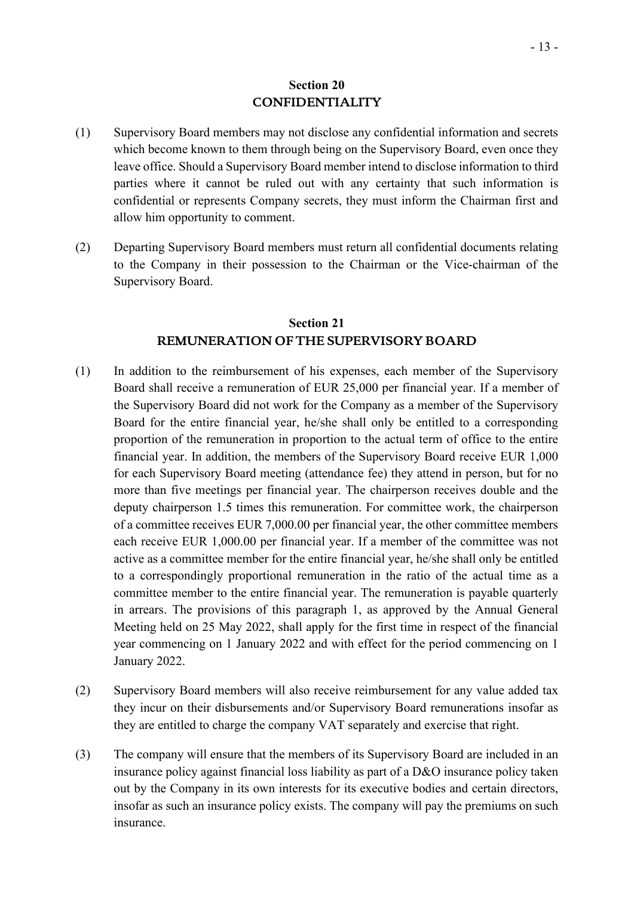## Section 20
## CONFIDENTIALITY

(1) Supervisory Board members may not disclose any confidential information and secrets which become known to them through being on the Supervisory Board, even once they leave office. Should a Supervisory Board member intend to disclose information to third parties where it cannot be ruled out with any certainty that such information is confidential or represents Company secrets, they must inform the Chairman first and allow him opportunity to comment.

(2) Departing Supervisory Board members must return all confidential documents relating to the Company in their possession to the Chairman or the Vice-chairman of the Supervisory Board.

## Section 21
## REMUNERATION OF THE SUPERVISORY BOARD

(1) In addition to the reimbursement of his expenses, each member of the Supervisory Board shall receive a remuneration of EUR 25,000 per financial year. If a member of the Supervisory Board did not work for the Company as a member of the Supervisory Board for the entire financial year, he/she shall only be entitled to a corresponding proportion of the remuneration in proportion to the actual term of office to the entire financial year. In addition, the members of the Supervisory Board receive EUR 1,000 for each Supervisory Board meeting (attendance fee) they attend in person, but for no more than five meetings per financial year. The chairperson receives double and the deputy chairperson 1.5 times this remuneration. For committee work, the chairperson of a committee receives EUR 7,000.00 per financial year, the other committee members each receive EUR 1,000.00 per financial year. If a member of the committee was not active as a committee member for the entire financial year, he/she shall only be entitled to a correspondingly proportional remuneration in the ratio of the actual time as a committee member to the entire financial year. The remuneration is payable quarterly in arrears. The provisions of this paragraph 1, as approved by the Annual General Meeting held on 25 May 2022, shall apply for the first time in respect of the financial year commencing on 1 January 2022 and with effect for the period commencing on 1 January 2022.

(2) Supervisory Board members will also receive reimbursement for any value added tax they incur on their disbursements and/or Supervisory Board remunerations insofar as they are entitled to charge the company VAT separately and exercise that right.

(3) The company will ensure that the members of its Supervisory Board are included in an insurance policy against financial loss liability as part of a D&O insurance policy taken out by the Company in its own interests for its executive bodies and certain directors, insofar as such an insurance policy exists. The company will pay the premiums on such insurance.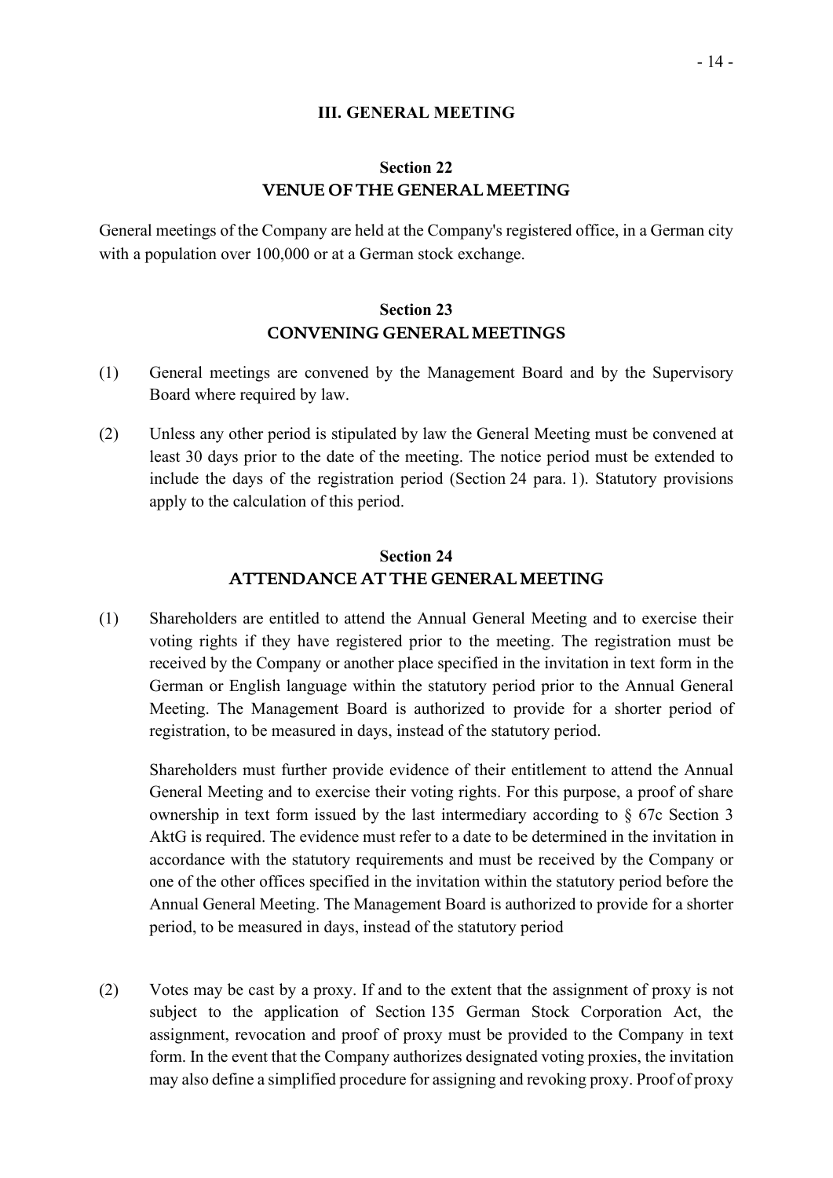## III. GENERAL MEETING

### Section 22
### VENUE OF THE GENERAL MEETING

General meetings of the Company are held at the Company's registered office, in a German city with a population over 100,000 or at a German stock exchange.

### Section 23
### CONVENING GENERAL MEETINGS

(1) General meetings are convened by the Management Board and by the Supervisory Board where required by law.

(2) Unless any other period is stipulated by law the General Meeting must be convened at least 30 days prior to the date of the meeting. The notice period must be extended to include the days of the registration period (Section 24 para. 1). Statutory provisions apply to the calculation of this period.

### Section 24
### ATTENDANCE AT THE GENERAL MEETING

(1) Shareholders are entitled to attend the Annual General Meeting and to exercise their voting rights if they have registered prior to the meeting. The registration must be received by the Company or another place specified in the invitation in text form in the German or English language within the statutory period prior to the Annual General Meeting. The Management Board is authorized to provide for a shorter period of registration, to be measured in days, instead of the statutory period.

Shareholders must further provide evidence of their entitlement to attend the Annual General Meeting and to exercise their voting rights. For this purpose, a proof of share ownership in text form issued by the last intermediary according to § 67c Section 3 AktG is required. The evidence must refer to a date to be determined in the invitation in accordance with the statutory requirements and must be received by the Company or one of the other offices specified in the invitation within the statutory period before the Annual General Meeting. The Management Board is authorized to provide for a shorter period, to be measured in days, instead of the statutory period

(2) Votes may be cast by a proxy. If and to the extent that the assignment of proxy is not subject to the application of Section 135 German Stock Corporation Act, the assignment, revocation and proof of proxy must be provided to the Company in text form. In the event that the Company authorizes designated voting proxies, the invitation may also define a simplified procedure for assigning and revoking proxy. Proof of proxy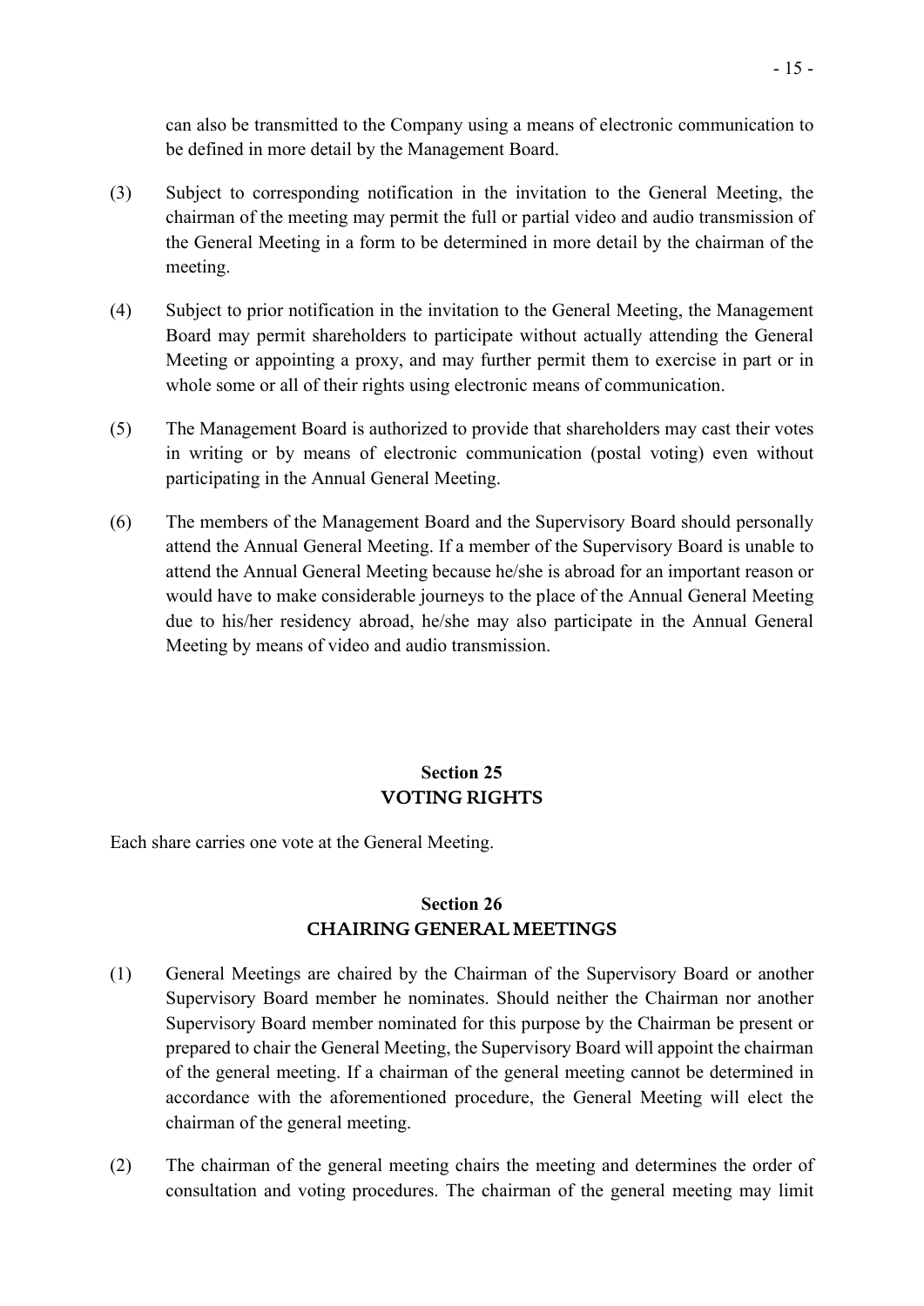can also be transmitted to the Company using a means of electronic communication to be defined in more detail by the Management Board.

(3) Subject to corresponding notification in the invitation to the General Meeting, the chairman of the meeting may permit the full or partial video and audio transmission of the General Meeting in a form to be determined in more detail by the chairman of the meeting.

(4) Subject to prior notification in the invitation to the General Meeting, the Management Board may permit shareholders to participate without actually attending the General Meeting or appointing a proxy, and may further permit them to exercise in part or in whole some or all of their rights using electronic means of communication.

(5) The Management Board is authorized to provide that shareholders may cast their votes in writing or by means of electronic communication (postal voting) even without participating in the Annual General Meeting.

(6) The members of the Management Board and the Supervisory Board should personally attend the Annual General Meeting. If a member of the Supervisory Board is unable to attend the Annual General Meeting because he/she is abroad for an important reason or would have to make considerable journeys to the place of the Annual General Meeting due to his/her residency abroad, he/she may also participate in the Annual General Meeting by means of video and audio transmission.

## Section 25
## VOTING RIGHTS

Each share carries one vote at the General Meeting.

## Section 26
## CHAIRING GENERAL MEETINGS

(1) General Meetings are chaired by the Chairman of the Supervisory Board or another Supervisory Board member he nominates. Should neither the Chairman nor another Supervisory Board member nominated for this purpose by the Chairman be present or prepared to chair the General Meeting, the Supervisory Board will appoint the chairman of the general meeting. If a chairman of the general meeting cannot be determined in accordance with the aforementioned procedure, the General Meeting will elect the chairman of the general meeting.

(2) The chairman of the general meeting chairs the meeting and determines the order of consultation and voting procedures. The chairman of the general meeting may limit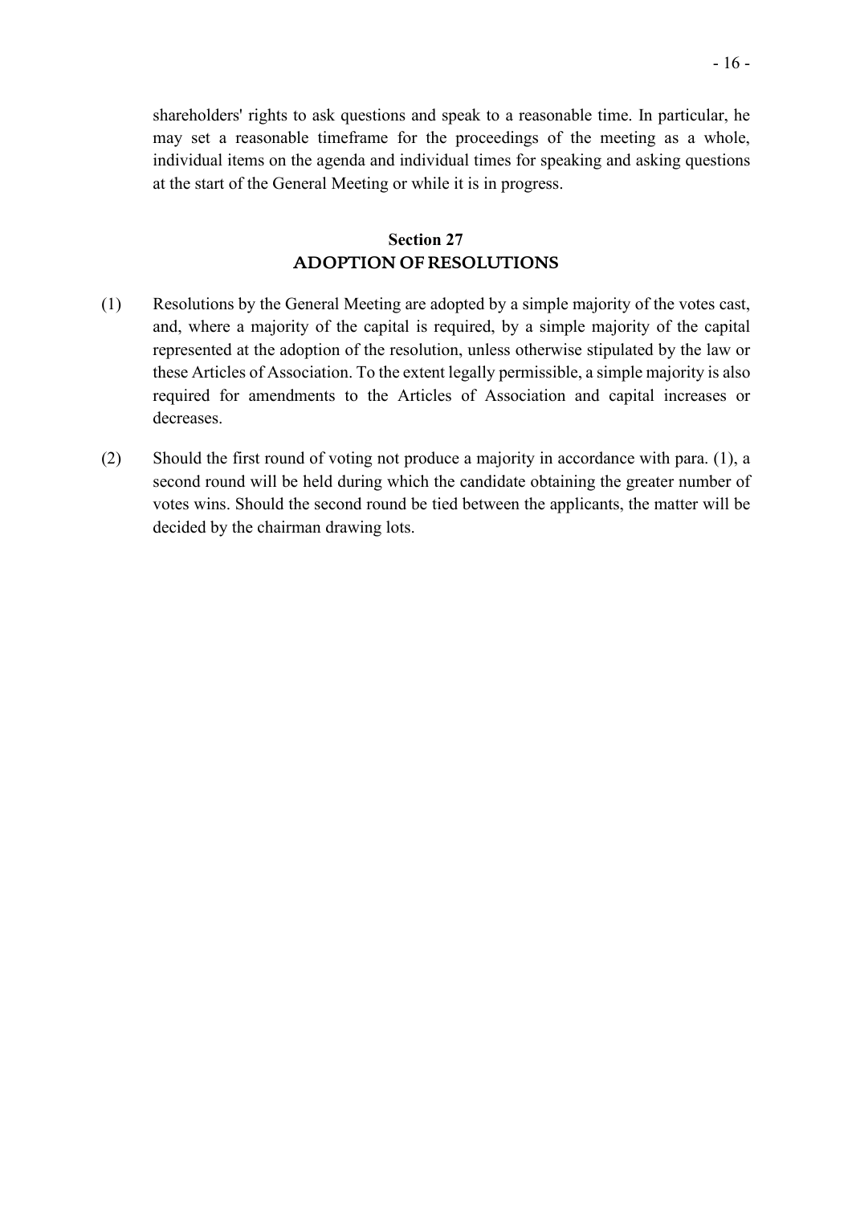shareholders' rights to ask questions and speak to a reasonable time. In particular, he may set a reasonable timeframe for the proceedings of the meeting as a whole, individual items on the agenda and individual times for speaking and asking questions at the start of the General Meeting or while it is in progress.

## Section 27
## ADOPTION OF RESOLUTIONS

(1) Resolutions by the General Meeting are adopted by a simple majority of the votes cast, and, where a majority of the capital is required, by a simple majority of the capital represented at the adoption of the resolution, unless otherwise stipulated by the law or these Articles of Association. To the extent legally permissible, a simple majority is also required for amendments to the Articles of Association and capital increases or decreases.

(2) Should the first round of voting not produce a majority in accordance with para. (1), a second round will be held during which the candidate obtaining the greater number of votes wins. Should the second round be tied between the applicants, the matter will be decided by the chairman drawing lots.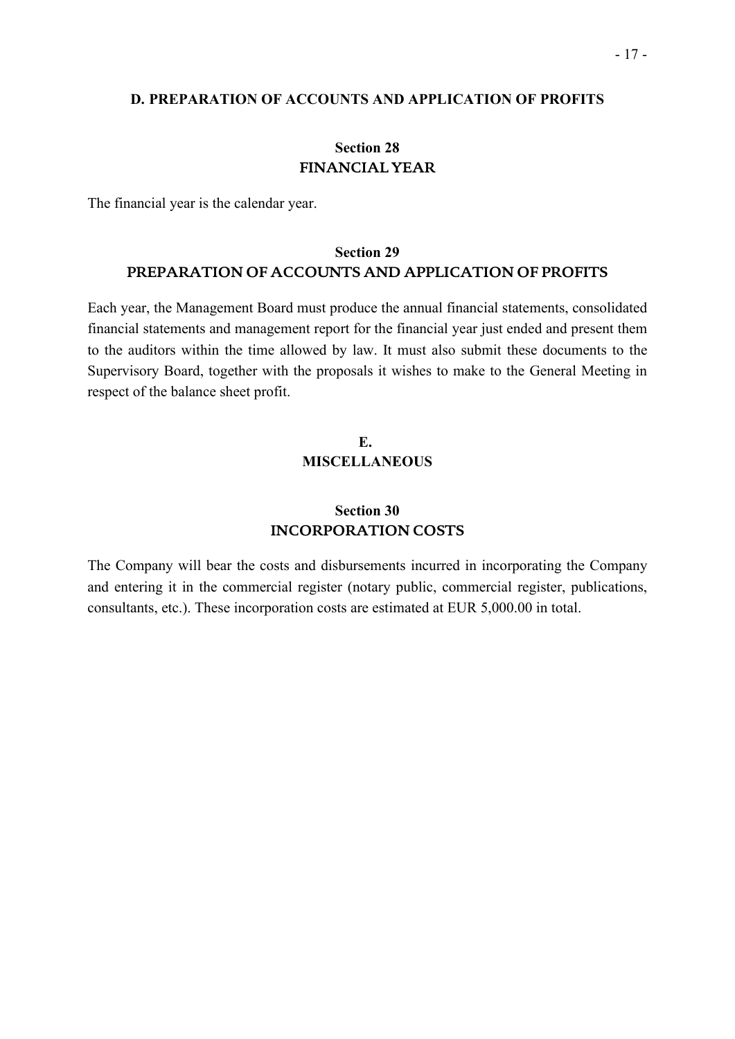## D. PREPARATION OF ACCOUNTS AND APPLICATION OF PROFITS

### Section 28
### FINANCIAL YEAR

The financial year is the calendar year.

### Section 29
### PREPARATION OF ACCOUNTS AND APPLICATION OF PROFITS

Each year, the Management Board must produce the annual financial statements, consolidated financial statements and management report for the financial year just ended and present them to the auditors within the time allowed by law. It must also submit these documents to the Supervisory Board, together with the proposals it wishes to make to the General Meeting in respect of the balance sheet profit.

## E.
## MISCELLANEOUS

### Section 30
### INCORPORATION COSTS

The Company will bear the costs and disbursements incurred in incorporating the Company and entering it in the commercial register (notary public, commercial register, publications, consultants, etc.). These incorporation costs are estimated at EUR 5,000.00 in total.